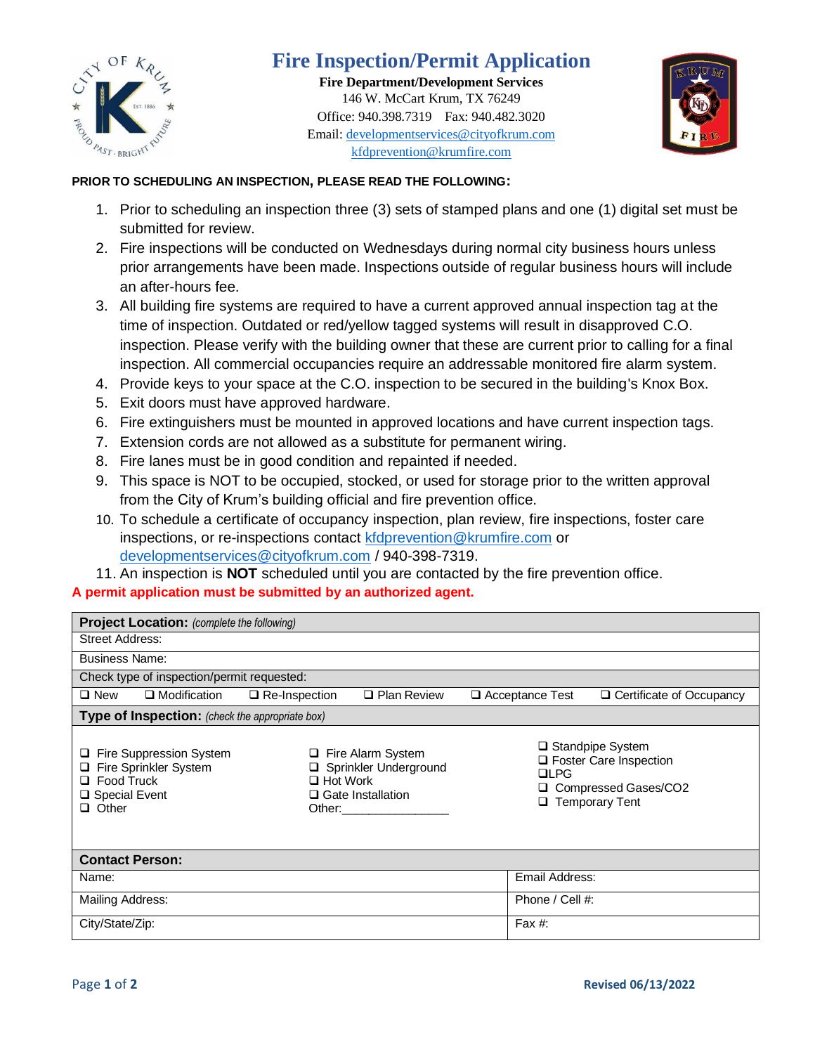# Fire Inspection/Permit Application

**Fire Department/Development Services**
146 W. McCart Krum, TX 76249
Office: 940.398.7319    Fax: 940.482.3020
Email: developmentservices@cityofkrum.com
kfdprevention@krumfire.com

**PRIOR TO SCHEDULING AN INSPECTION, PLEASE READ THE FOLLOWING:**

1. Prior to scheduling an inspection three (3) sets of stamped plans and one (1) digital set must be submitted for review.
2. Fire inspections will be conducted on Wednesdays during normal city business hours unless prior arrangements have been made. Inspections outside of regular business hours will include an after-hours fee.
3. All building fire systems are required to have a current approved annual inspection tag at the time of inspection. Outdated or red/yellow tagged systems will result in disapproved C.O. inspection. Please verify with the building owner that these are current prior to calling for a final inspection. All commercial occupancies require an addressable monitored fire alarm system.
4. Provide keys to your space at the C.O. inspection to be secured in the building's Knox Box.
5. Exit doors must have approved hardware.
6. Fire extinguishers must be mounted in approved locations and have current inspection tags.
7. Extension cords are not allowed as a substitute for permanent wiring.
8. Fire lanes must be in good condition and repainted if needed.
9. This space is NOT to be occupied, stocked, or used for storage prior to the written approval from the City of Krum's building official and fire prevention office.
10. To schedule a certificate of occupancy inspection, plan review, fire inspections, foster care inspections, or re-inspections contact kfdprevention@krumfire.com or developmentservices@cityofkrum.com / 940-398-7319.
11. An inspection is **NOT** scheduled until you are contacted by the fire prevention office.

**A permit application must be submitted by an authorized agent.**

| **Project Location:** *(complete the following)* | | | | | |
|---|---|---|---|---|---|
| Street Address: | | | | | |
| Business Name: | | | | | |
| Check type of inspection/permit requested: | | | | | |
| ❑ New | ❑ Modification | ❑ Re-Inspection | ❑ Plan Review | ❑ Acceptance Test | ❑ Certificate of Occupancy |

| **Type of Inspection:** *(check the appropriate box)* | | |
|---|---|---|
| ❑ Fire Suppression System<br>❑ Fire Sprinkler System<br>❑ Food Truck<br>❑ Special Event<br>❑ Other | ❑ Fire Alarm System<br>❑ Sprinkler Underground<br>❑ Hot Work<br>❑ Gate Installation<br>Other:________________ | ❑ Standpipe System<br>❑ Foster Care Inspection<br>❑LPG<br>❑ Compressed Gases/CO2<br>❑ Temporary Tent |

| **Contact Person:** | |
|---|---|
| Name: | Email Address: |
| Mailing Address: | Phone / Cell #: |
| City/State/Zip: | Fax #: |

Revised 06/13/2022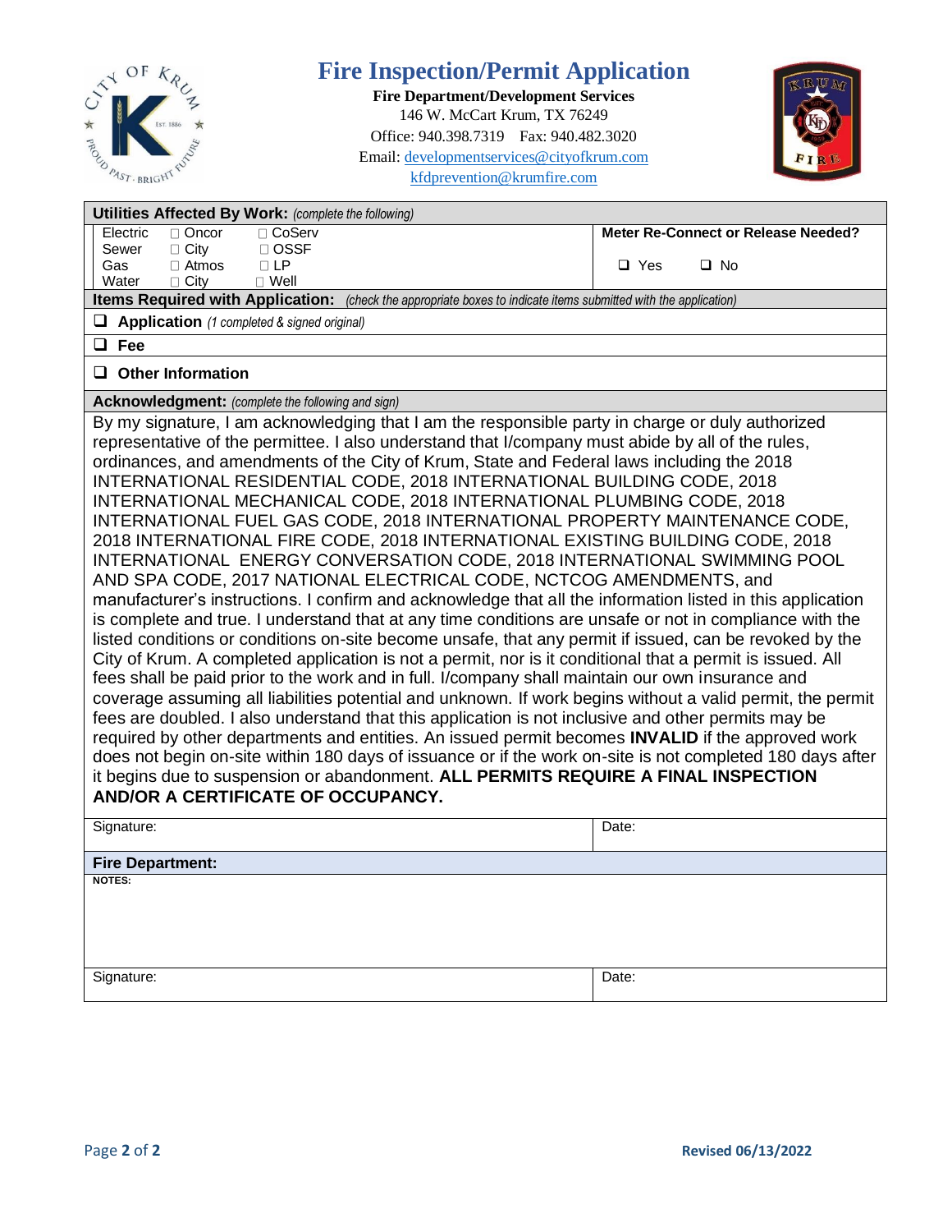# Fire Inspection/Permit Application

**Fire Department/Development Services**
146 W. McCart Krum, TX 76249
Office: 940.398.7319 Fax: 940.482.3020
Email: developmentservices@cityofkrum.com
kfdprevention@krumfire.com

**Utilities Affected By Work:** *(complete the following)*

| | | | |
|---|---|---|---|
| Electric | ☐ Oncor | ☐ CoServ | **Meter Re-Connect or Release Needed?** |
| Sewer | ☐ City | ☐ OSSF | |
| Gas | ☐ Atmos | ☐ LP | ☐ Yes ☐ No |
| Water | ☐ City | ☐ Well | |

**Items Required with Application:** *(check the appropriate boxes to indicate items submitted with the application)*

- ☐ **Application** *(1 completed & signed original)*
- ☐ **Fee**
- ☐ **Other Information**

**Acknowledgment:** *(complete the following and sign)*

By my signature, I am acknowledging that I am the responsible party in charge or duly authorized representative of the permittee. I also understand that I/company must abide by all of the rules, ordinances, and amendments of the City of Krum, State and Federal laws including the 2018 INTERNATIONAL RESIDENTIAL CODE, 2018 INTERNATIONAL BUILDING CODE, 2018 INTERNATIONAL MECHANICAL CODE, 2018 INTERNATIONAL PLUMBING CODE, 2018 INTERNATIONAL FUEL GAS CODE, 2018 INTERNATIONAL PROPERTY MAINTENANCE CODE, 2018 INTERNATIONAL FIRE CODE, 2018 INTERNATIONAL EXISTING BUILDING CODE, 2018 INTERNATIONAL ENERGY CONVERSATION CODE, 2018 INTERNATIONAL SWIMMING POOL AND SPA CODE, 2017 NATIONAL ELECTRICAL CODE, NCTCOG AMENDMENTS, and manufacturer's instructions. I confirm and acknowledge that all the information listed in this application is complete and true. I understand that at any time conditions are unsafe or not in compliance with the listed conditions or conditions on-site become unsafe, that any permit if issued, can be revoked by the City of Krum. A completed application is not a permit, nor is it conditional that a permit is issued. All fees shall be paid prior to the work and in full. I/company shall maintain our own insurance and coverage assuming all liabilities potential and unknown. If work begins without a valid permit, the permit fees are doubled. I also understand that this application is not inclusive and other permits may be required by other departments and entities. An issued permit becomes **INVALID** if the approved work does not begin on-site within 180 days of issuance or if the work on-site is not completed 180 days after it begins due to suspension or abandonment. **ALL PERMITS REQUIRE A FINAL INSPECTION AND/OR A CERTIFICATE OF OCCUPANCY.**

| | |
|---|---|
| Signature: | Date: |

**Fire Department:**

**NOTES:**

| | |
|---|---|
| Signature: | Date: |

Revised 06/13/2022